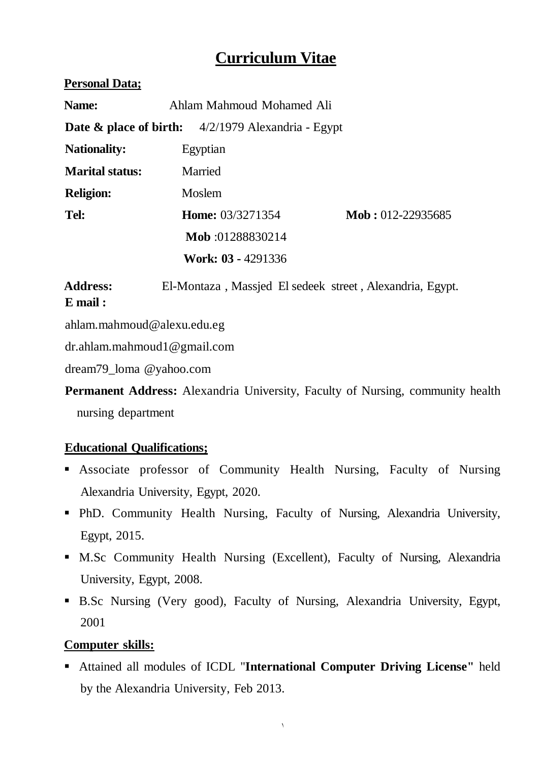# Curriculum Vitae

**Personal Data;**

**Name:** Ahlam Mahmoud Mohamed Ali

**Date & place of birth:** 4/2/1979 Alexandria - Egypt

**Nationality:** Egyptian

**Marital status:** Married

**Religion:** Moslem

**Tel:** **Home:** 03/3271354 **Mob :** 012-22935685

**Mob** :01288830214

**Work: 03** - 4291336

**Address:** El-Montaza , Massjed El sedeek street , Alexandria, Egypt.

**E mail :**

ahlam.mahmoud@alexu.edu.eg

dr.ahlam.mahmoud1@gmail.com

dream79_loma @yahoo.com

**Permanent Address:** Alexandria University, Faculty of Nursing, community health nursing department

**Educational Qualifications;**

- Associate professor of Community Health Nursing, Faculty of Nursing Alexandria University, Egypt, 2020.
- PhD. Community Health Nursing, Faculty of Nursing, Alexandria University, Egypt, 2015.
- M.Sc Community Health Nursing (Excellent), Faculty of Nursing, Alexandria University, Egypt, 2008.
- B.Sc Nursing (Very good), Faculty of Nursing, Alexandria University, Egypt, 2001

**Computer skills:**

- Attained all modules of ICDL "**International Computer Driving License"** held by the Alexandria University, Feb 2013.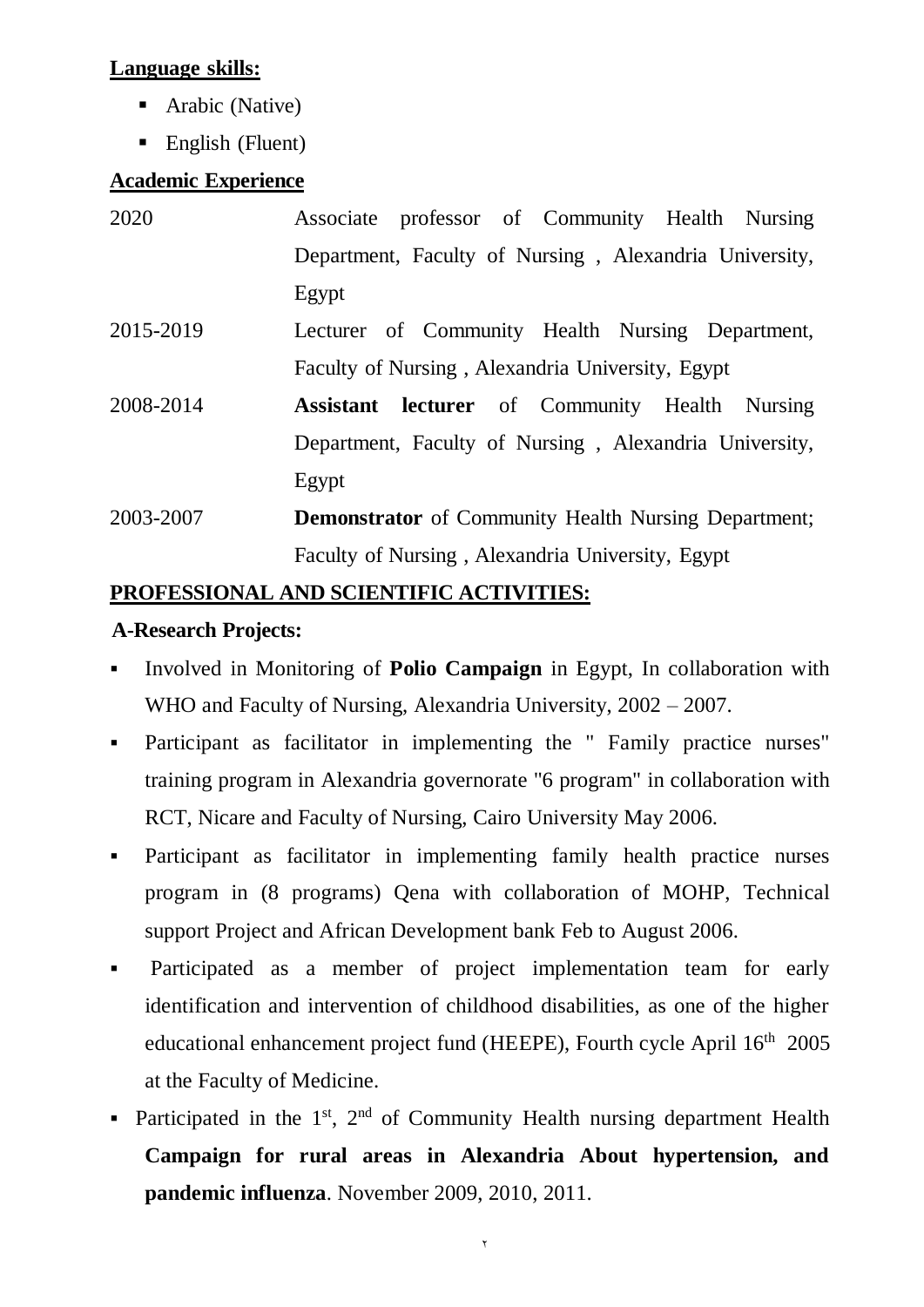**Language skills:**

- Arabic (Native)
- English (Fluent)

**Academic Experience**

| | |
|---|---|
| 2020 | Associate professor of Community Health Nursing Department, Faculty of Nursing , Alexandria University, Egypt |
| 2015-2019 | Lecturer of Community Health Nursing Department, Faculty of Nursing , Alexandria University, Egypt |
| 2008-2014 | **Assistant lecturer** of Community Health Nursing Department, Faculty of Nursing , Alexandria University, Egypt |
| 2003-2007 | **Demonstrator** of Community Health Nursing Department; Faculty of Nursing , Alexandria University, Egypt |

**PROFESSIONAL AND SCIENTIFIC ACTIVITIES:**

**A-Research Projects:**

- Involved in Monitoring of **Polio Campaign** in Egypt, In collaboration with WHO and Faculty of Nursing, Alexandria University, 2002 – 2007.
- Participant as facilitator in implementing the " Family practice nurses" training program in Alexandria governorate "6 program" in collaboration with RCT, Nicare and Faculty of Nursing, Cairo University May 2006.
- Participant as facilitator in implementing family health practice nurses program in (8 programs) Qena with collaboration of MOHP, Technical support Project and African Development bank Feb to August 2006.
- Participated as a member of project implementation team for early identification and intervention of childhood disabilities, as one of the higher educational enhancement project fund (HEEPE), Fourth cycle April 16th 2005 at the Faculty of Medicine.
- Participated in the 1st, 2nd of Community Health nursing department Health **Campaign for rural areas in Alexandria About hypertension, and pandemic influenza**. November 2009, 2010, 2011.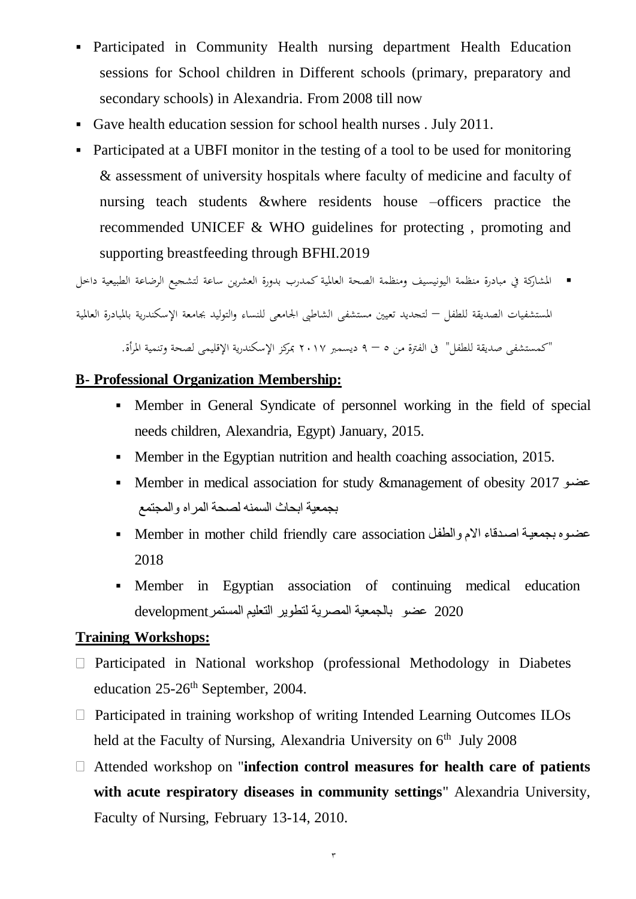- Participated in Community Health nursing department Health Education sessions for School children in Different schools (primary, preparatory and secondary schools) in Alexandria. From 2008 till now
- Gave health education session for school health nurses . July 2011.
- Participated at a UBFI monitor in the testing of a tool to be used for monitoring & assessment of university hospitals where faculty of medicine and faculty of nursing teach students &where residents house –officers practice the recommended UNICEF & WHO guidelines for protecting , promoting and supporting breastfeeding through BFHI.2019
- المشاركة في مبادرة منظمة اليونيسيف ومنظمة الصحة العالمية كمدرب بدورة العشرين ساعة لتشجيع الرضاعة الطبيعية داخل المستشفيات الصديقة للطفل – لتجديد تعيين مستشفى الشاطبى الجامعى للنساء والتوليد بجامعة الإسكندرية بالمبادرة العالمية "كمستشفى صديقة للطفل" فى الفترة من ٥ – ٩ ديسمبر ٢٠١٧ بمركز الإسكندرية الإقليمى لصحة وتنمية المرأة.

## B- Professional Organization Membership:

- Member in General Syndicate of personnel working in the field of special needs children, Alexandria, Egypt) January, 2015.
- Member in the Egyptian nutrition and health coaching association, 2015.
- Member in medical association for study &management of obesity 2017 عضو بجمعية ابحاث السمنه لصحة المراه والمجتمع
- Member in mother child friendly care association عضوه بجمعية اصدقاء الام والطفل 2018
- Member in Egyptian association of continuing medical education development عضو بالجمعية المصرية لتطوير التعليم المستمر 2020

## Training Workshops:

- Participated in National workshop (professional Methodology in Diabetes education 25-26th September, 2004.
- Participated in training workshop of writing Intended Learning Outcomes ILOs held at the Faculty of Nursing, Alexandria University on 6th July 2008
- Attended workshop on "**infection control measures for health care of patients with acute respiratory diseases in community settings**" Alexandria University, Faculty of Nursing, February 13-14, 2010.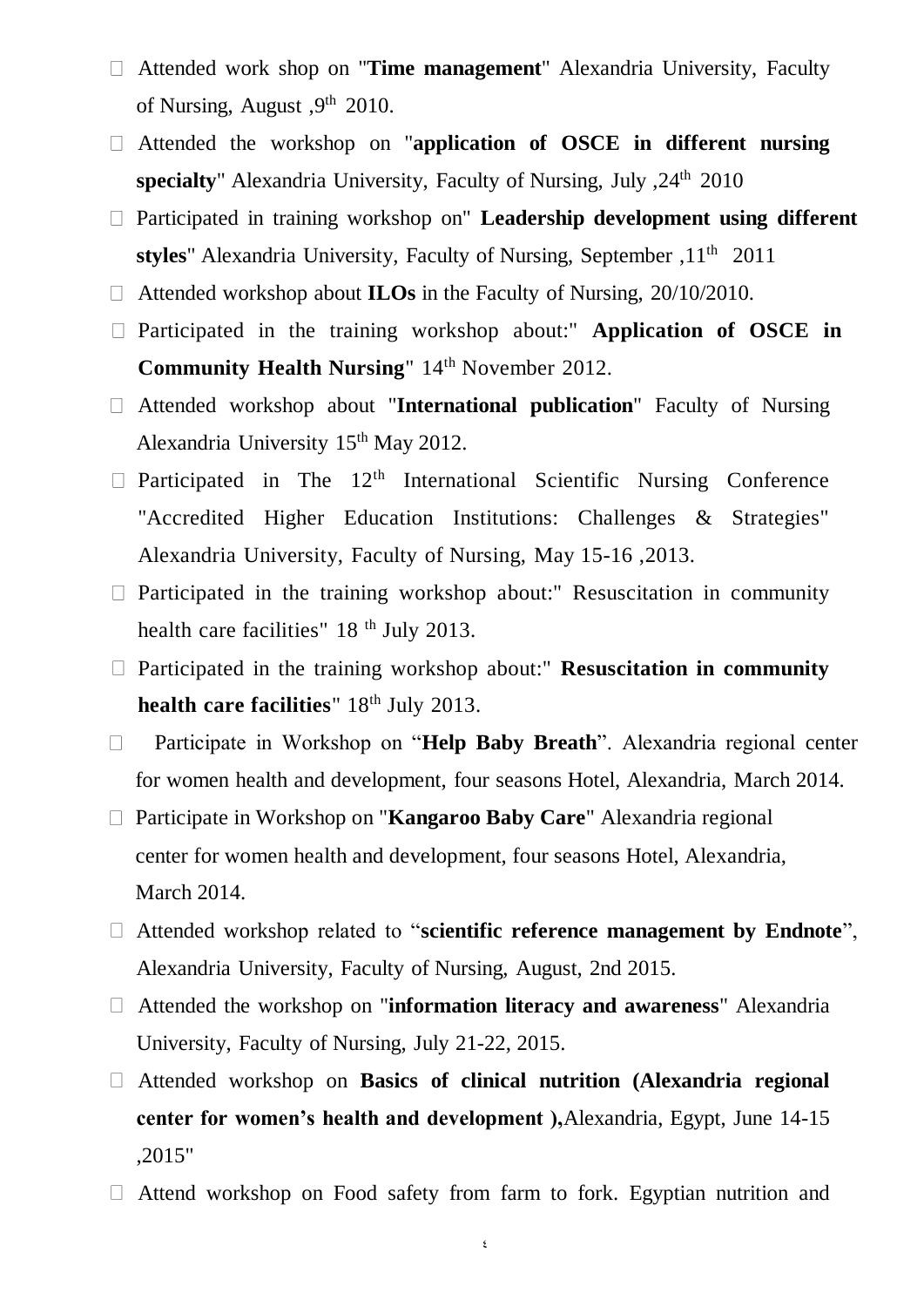- Attended work shop on "**Time management**" Alexandria University, Faculty of Nursing, August ,9th 2010.
- Attended the workshop on "**application of OSCE in different nursing specialty**" Alexandria University, Faculty of Nursing, July ,24th 2010
- Participated in training workshop on" **Leadership development using different styles**" Alexandria University, Faculty of Nursing, September ,11th 2011
- Attended workshop about **ILOs** in the Faculty of Nursing, 20/10/2010.
- Participated in the training workshop about:" **Application of OSCE in Community Health Nursing**" 14th November 2012.
- Attended workshop about "**International publication**" Faculty of Nursing Alexandria University 15th May 2012.
- Participated in The 12th International Scientific Nursing Conference "Accredited Higher Education Institutions: Challenges & Strategies" Alexandria University, Faculty of Nursing, May 15-16 ,2013.
- Participated in the training workshop about:" Resuscitation in community health care facilities" 18 th July 2013.
- Participated in the training workshop about:" **Resuscitation in community health care facilities**" 18th July 2013.
- Participate in Workshop on "**Help Baby Breath**". Alexandria regional center for women health and development, four seasons Hotel, Alexandria, March 2014.
- Participate in Workshop on "**Kangaroo Baby Care**" Alexandria regional center for women health and development, four seasons Hotel, Alexandria, March 2014.
- Attended workshop related to "**scientific reference management by Endnote**", Alexandria University, Faculty of Nursing, August, 2nd 2015.
- Attended the workshop on "**information literacy and awareness**" Alexandria University, Faculty of Nursing, July 21-22, 2015.
- Attended workshop on **Basics of clinical nutrition (Alexandria regional center for women's health and development ),**Alexandria, Egypt, June 14-15 ,2015"
- Attend workshop on Food safety from farm to fork. Egyptian nutrition and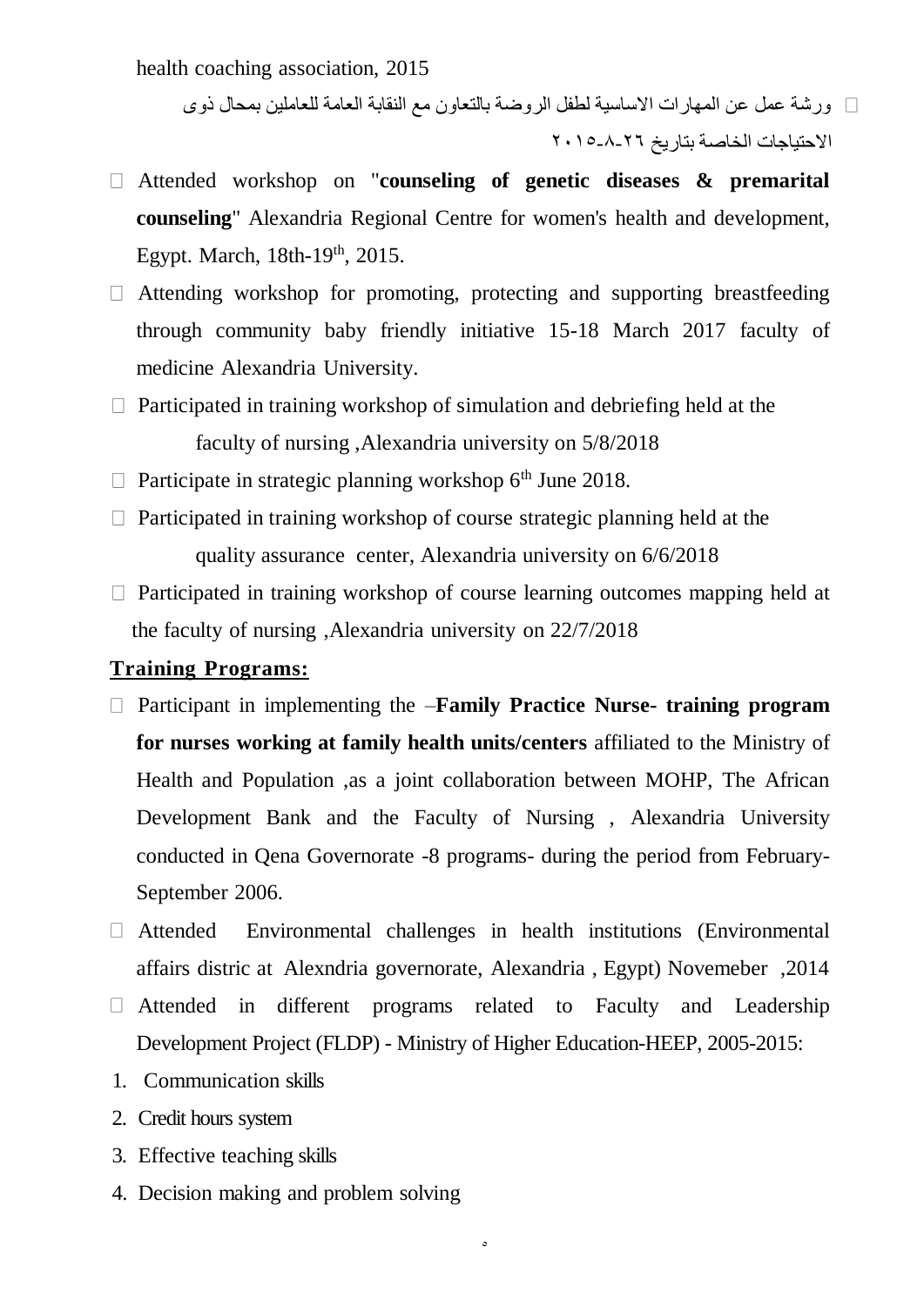health coaching association, 2015

- ورشة عمل عن المهارات الاساسية لطفل الروضة بالتعاون مع النقابة العامة للعاملين بمحال ذوى الاحتياجات الخاصة بتاريخ ٢٦-٨-٢٠١٥
- Attended workshop on "**counseling of genetic diseases & premarital counseling**" Alexandria Regional Centre for women's health and development, Egypt. March, 18th-19th, 2015.
- Attending workshop for promoting, protecting and supporting breastfeeding through community baby friendly initiative 15-18 March 2017 faculty of medicine Alexandria University.
- Participated in training workshop of simulation and debriefing held at the faculty of nursing ,Alexandria university on 5/8/2018
- Participate in strategic planning workshop 6th June 2018.
- Participated in training workshop of course strategic planning held at the quality assurance center, Alexandria university on 6/6/2018
- Participated in training workshop of course learning outcomes mapping held at the faculty of nursing ,Alexandria university on 22/7/2018

## Training Programs:

- Participant in implementing the –**Family Practice Nurse- training program for nurses working at family health units/centers** affiliated to the Ministry of Health and Population ,as a joint collaboration between MOHP, The African Development Bank and the Faculty of Nursing , Alexandria University conducted in Qena Governorate -8 programs- during the period from February-September 2006.
- Attended Environmental challenges in health institutions (Environmental affairs distric at Alexndria governorate, Alexandria , Egypt) Novemeber ,2014
- Attended in different programs related to Faculty and Leadership Development Project (FLDP) - Ministry of Higher Education-HEEP, 2005-2015:

1. Communication skills
2. Credit hours system
3. Effective teaching skills
4. Decision making and problem solving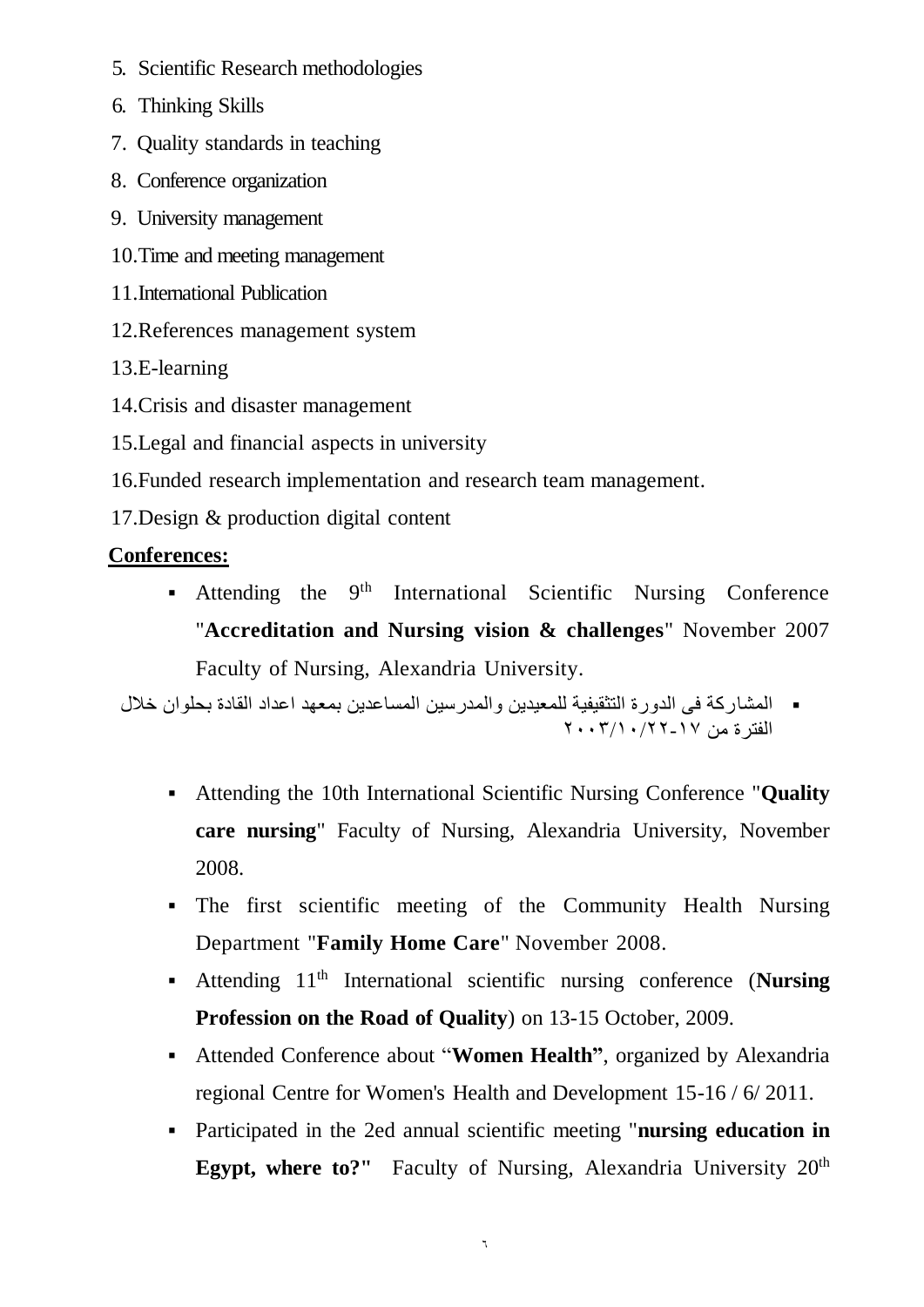5. Scientific Research methodologies
6. Thinking Skills
7. Quality standards in teaching
8. Conference organization
9. University management
10. Time and meeting management
11. International Publication
12. References management system
13. E-learning
14. Crisis and disaster management
15. Legal and financial aspects in university
16. Funded research implementation and research team management.
17. Design & production digital content

**Conferences:**

- Attending the 9th International Scientific Nursing Conference "**Accreditation and Nursing vision & challenges**" November 2007 Faculty of Nursing, Alexandria University.
- المشاركة فى الدورة التثقيفية للمعيدين والمدرسين المساعدين بمعهد اعداد القادة بحلوان خلال الفترة من ١٧-٢٢/١٠/٢٠٠٣
- Attending the 10th International Scientific Nursing Conference "**Quality care nursing**" Faculty of Nursing, Alexandria University, November 2008.
- The first scientific meeting of the Community Health Nursing Department "**Family Home Care**" November 2008.
- Attending 11th International scientific nursing conference (**Nursing Profession on the Road of Quality**) on 13-15 October, 2009.
- Attended Conference about "**Women Health"**, organized by Alexandria regional Centre for Women's Health and Development 15-16 / 6/ 2011.
- Participated in the 2ed annual scientific meeting "**nursing education in Egypt, where to?"** Faculty of Nursing, Alexandria University 20th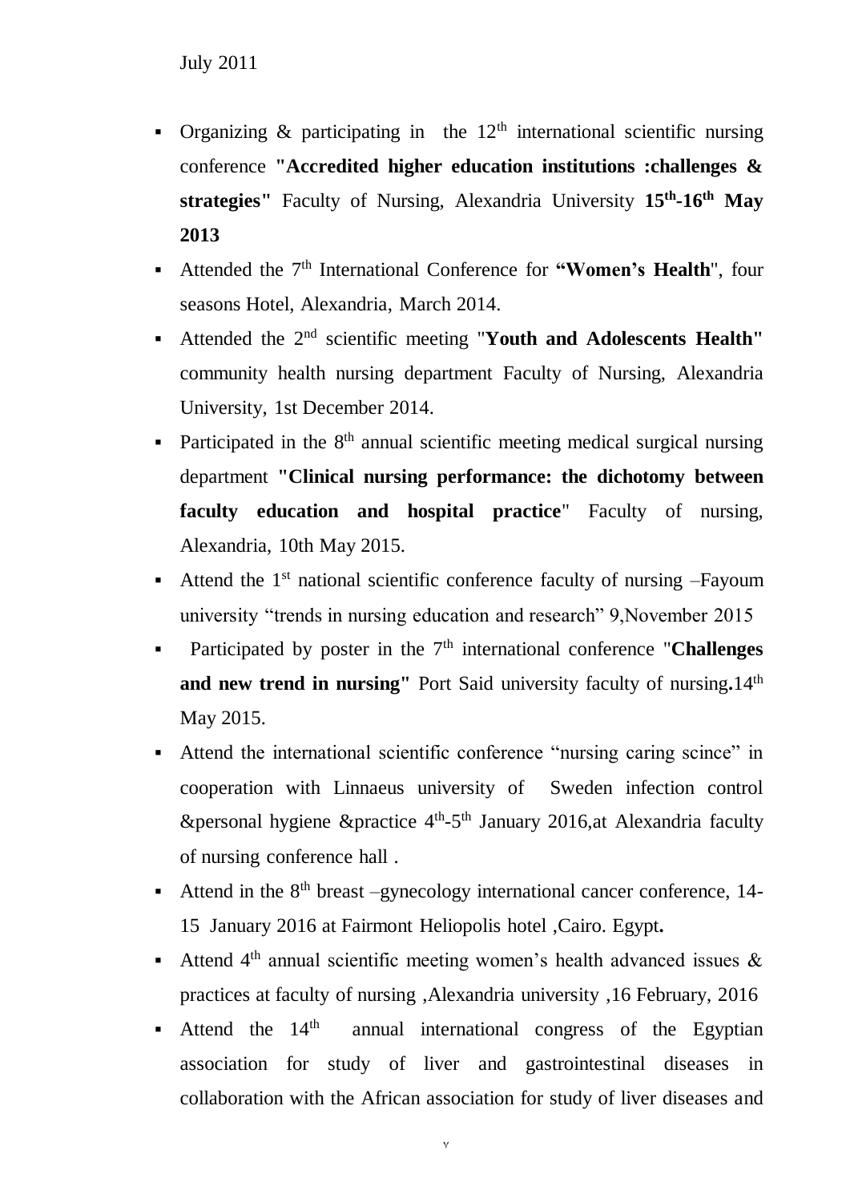July 2011

- Organizing & participating in the 12th international scientific nursing conference **"Accredited higher education institutions :challenges & strategies"** Faculty of Nursing, Alexandria University **15th-16th May 2013**
- Attended the 7th International Conference for **"Women's Health**", four seasons Hotel, Alexandria, March 2014.
- Attended the 2nd scientific meeting "**Youth and Adolescents Health"** community health nursing department Faculty of Nursing, Alexandria University, 1st December 2014.
- Participated in the 8th annual scientific meeting medical surgical nursing department **"Clinical nursing performance: the dichotomy between faculty education and hospital practice**" Faculty of nursing, Alexandria, 10th May 2015.
- Attend the 1st national scientific conference faculty of nursing –Fayoum university "trends in nursing education and research" 9,November 2015
- Participated by poster in the 7th international conference "**Challenges and new trend in nursing"** Port Said university faculty of nursing**.**14th May 2015.
- Attend the international scientific conference "nursing caring scince" in cooperation with Linnaeus university of Sweden infection control &personal hygiene &practice 4th-5th January 2016,at Alexandria faculty of nursing conference hall .
- Attend in the 8th breast –gynecology international cancer conference, 14-15 January 2016 at Fairmont Heliopolis hotel ,Cairo. Egypt**.**
- Attend 4th annual scientific meeting women's health advanced issues & practices at faculty of nursing ,Alexandria university ,16 February, 2016
- Attend the 14th annual international congress of the Egyptian association for study of liver and gastrointestinal diseases in collaboration with the African association for study of liver diseases and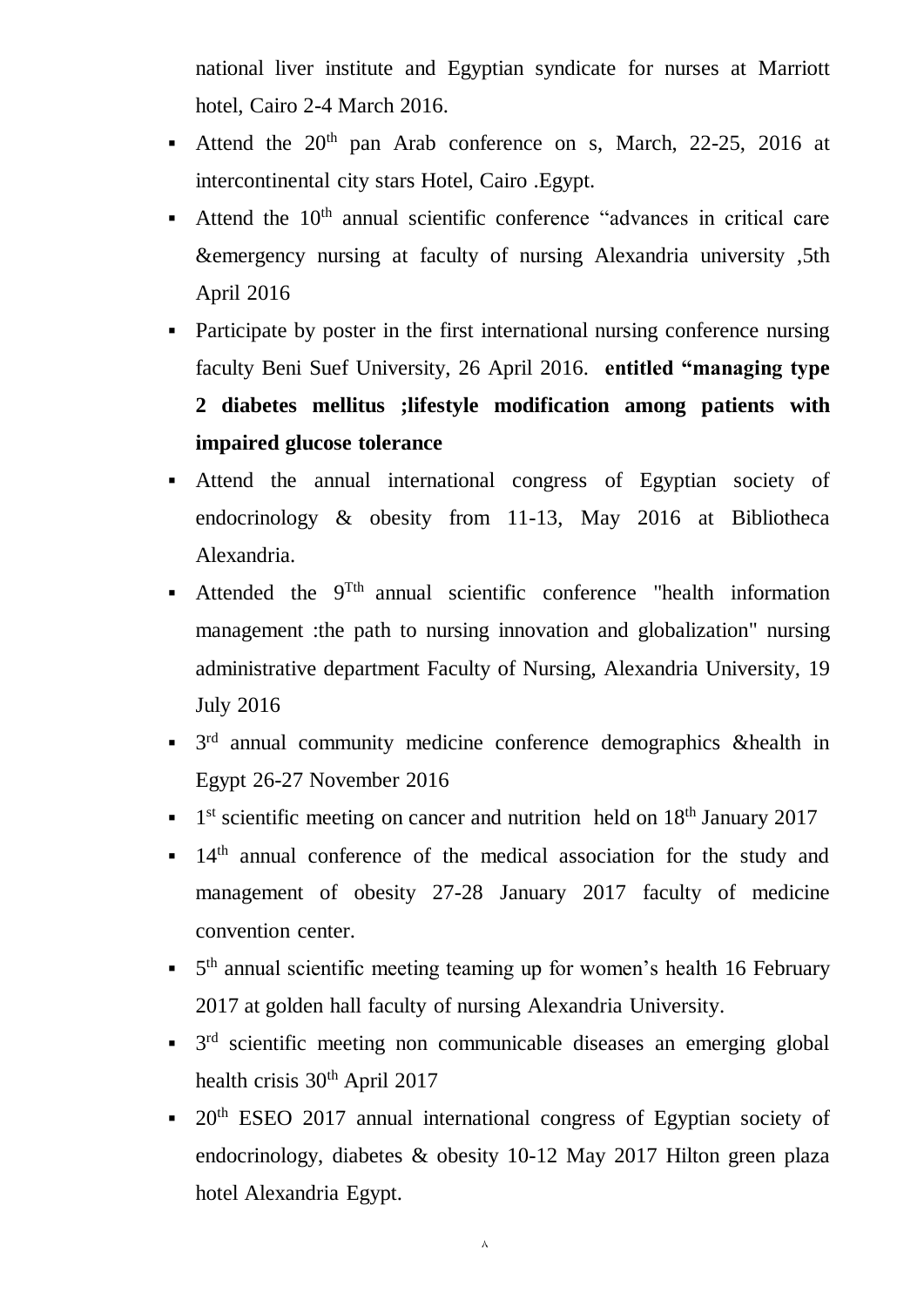national liver institute and Egyptian syndicate for nurses at Marriott hotel, Cairo 2-4 March 2016.

- Attend the 20th pan Arab conference on s, March, 22-25, 2016 at intercontinental city stars Hotel, Cairo .Egypt.
- Attend the 10th annual scientific conference "advances in critical care &emergency nursing at faculty of nursing Alexandria university ,5th April 2016
- Participate by poster in the first international nursing conference nursing faculty Beni Suef University, 26 April 2016. **entitled "managing type 2 diabetes mellitus ;lifestyle modification among patients with impaired glucose tolerance**
- Attend the annual international congress of Egyptian society of endocrinology & obesity from 11-13, May 2016 at Bibliotheca Alexandria.
- Attended the 9Tth annual scientific conference "health information management :the path to nursing innovation and globalization" nursing administrative department Faculty of Nursing, Alexandria University, 19 July 2016
- 3rd annual community medicine conference demographics &health in Egypt 26-27 November 2016
- 1st scientific meeting on cancer and nutrition held on 18th January 2017
- 14th annual conference of the medical association for the study and management of obesity 27-28 January 2017 faculty of medicine convention center.
- 5th annual scientific meeting teaming up for women's health 16 February 2017 at golden hall faculty of nursing Alexandria University.
- 3rd scientific meeting non communicable diseases an emerging global health crisis 30th April 2017
- 20th ESEO 2017 annual international congress of Egyptian society of endocrinology, diabetes & obesity 10-12 May 2017 Hilton green plaza hotel Alexandria Egypt.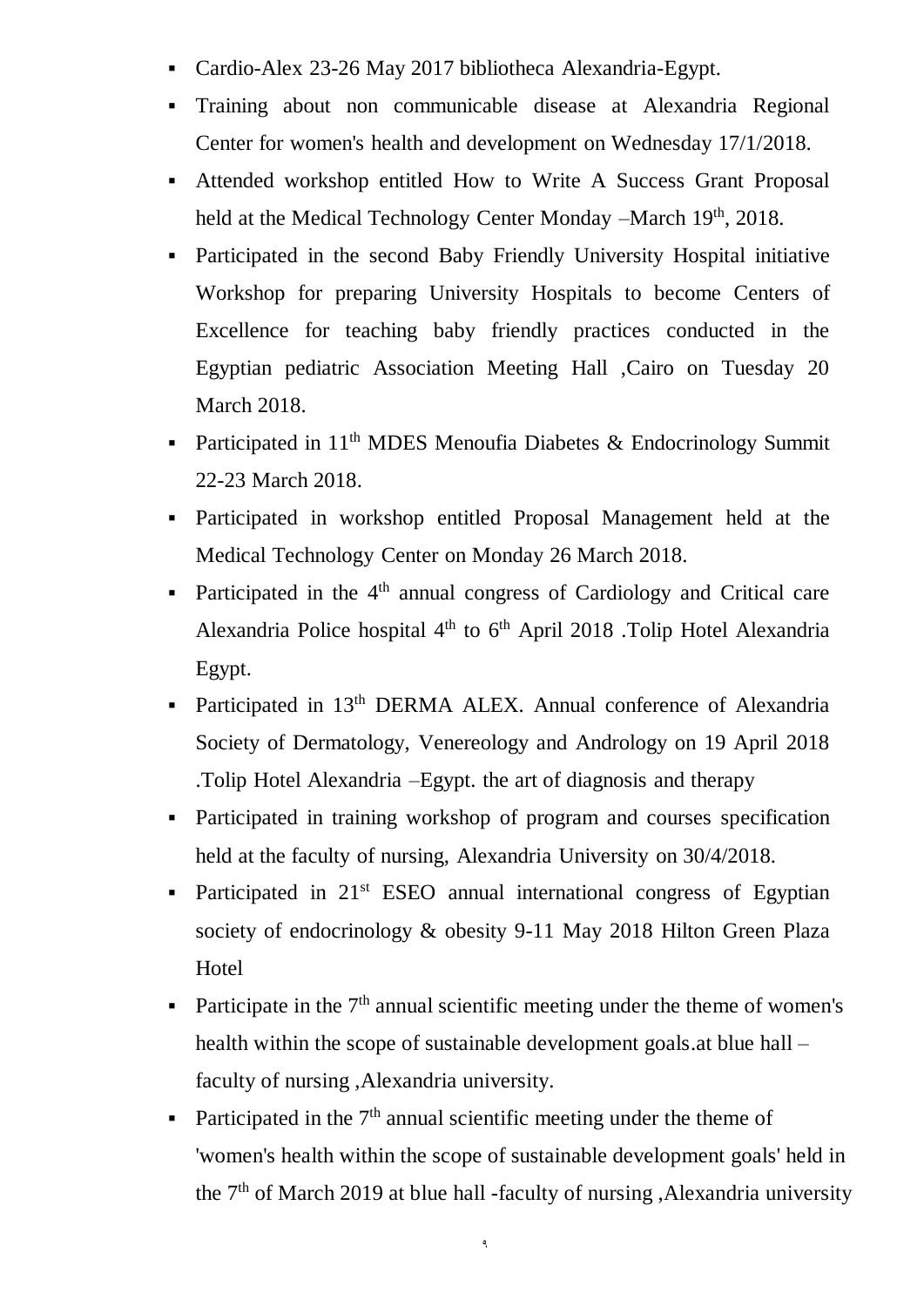- Cardio-Alex 23-26 May 2017 bibliotheca Alexandria-Egypt.
- Training about non communicable disease at Alexandria Regional Center for women's health and development on Wednesday 17/1/2018.
- Attended workshop entitled How to Write A Success Grant Proposal held at the Medical Technology Center Monday –March 19th, 2018.
- Participated in the second Baby Friendly University Hospital initiative Workshop for preparing University Hospitals to become Centers of Excellence for teaching baby friendly practices conducted in the Egyptian pediatric Association Meeting Hall ,Cairo on Tuesday 20 March 2018.
- Participated in 11th MDES Menoufia Diabetes & Endocrinology Summit 22-23 March 2018.
- Participated in workshop entitled Proposal Management held at the Medical Technology Center on Monday 26 March 2018.
- Participated in the 4th annual congress of Cardiology and Critical care Alexandria Police hospital 4th to 6th April 2018 .Tolip Hotel Alexandria Egypt.
- Participated in 13th DERMA ALEX. Annual conference of Alexandria Society of Dermatology, Venereology and Andrology on 19 April 2018 .Tolip Hotel Alexandria –Egypt. the art of diagnosis and therapy
- Participated in training workshop of program and courses specification held at the faculty of nursing, Alexandria University on 30/4/2018.
- Participated in 21st ESEO annual international congress of Egyptian society of endocrinology & obesity 9-11 May 2018 Hilton Green Plaza Hotel
- Participate in the 7th annual scientific meeting under the theme of women's health within the scope of sustainable development goals.at blue hall – faculty of nursing ,Alexandria university.
- Participated in the 7th annual scientific meeting under the theme of 'women's health within the scope of sustainable development goals' held in the 7th of March 2019 at blue hall -faculty of nursing ,Alexandria university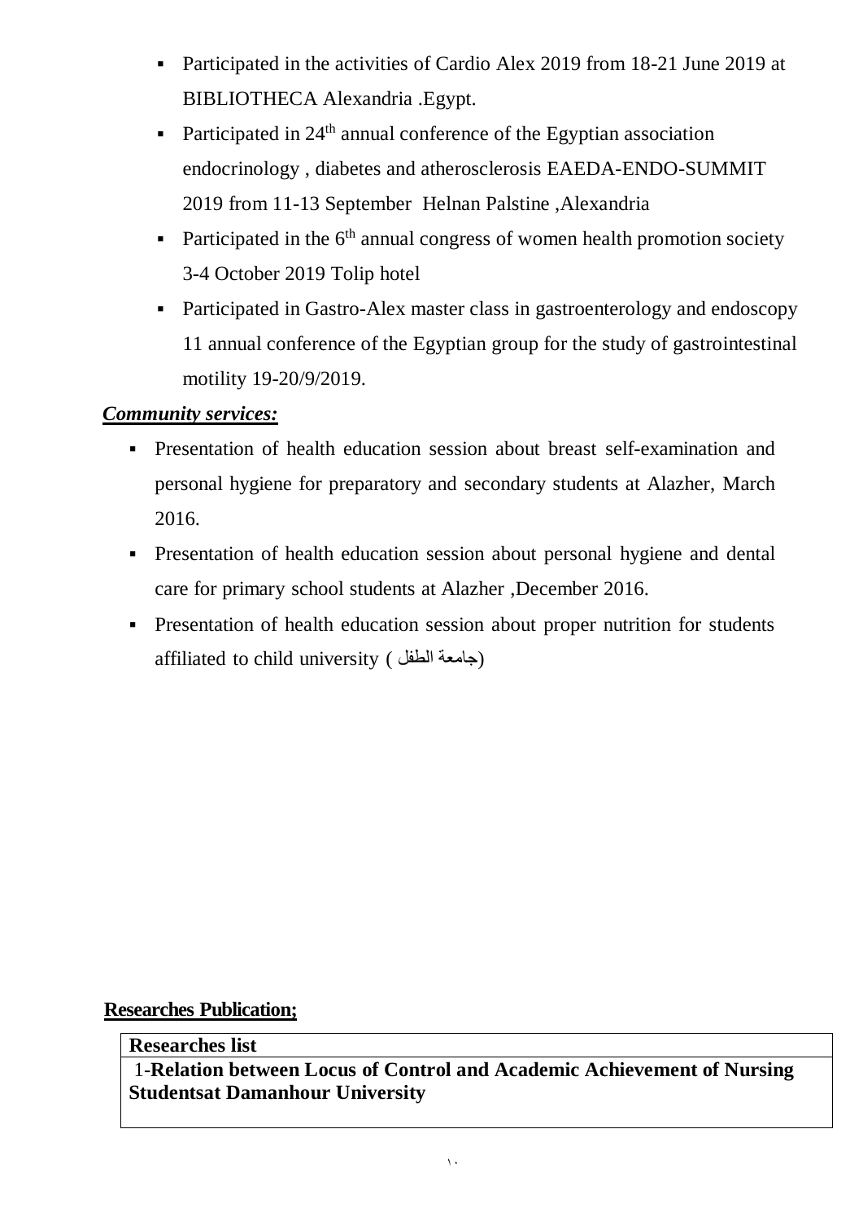- Participated in the activities of Cardio Alex 2019 from 18-21 June 2019 at BIBLIOTHECA Alexandria .Egypt.
- Participated in 24th annual conference of the Egyptian association endocrinology , diabetes and atherosclerosis EAEDA-ENDO-SUMMIT 2019 from 11-13 September Helnan Palstine ,Alexandria
- Participated in the 6th annual congress of women health promotion society 3-4 October 2019 Tolip hotel
- Participated in Gastro-Alex master class in gastroenterology and endoscopy 11 annual conference of the Egyptian group for the study of gastrointestinal motility 19-20/9/2019.

***Community services:***

- Presentation of health education session about breast self-examination and personal hygiene for preparatory and secondary students at Alazher, March 2016.
- Presentation of health education session about personal hygiene and dental care for primary school students at Alazher ,December 2016.
- Presentation of health education session about proper nutrition for students affiliated to child university ( جامعة الطفل)

**Researches Publication;**

| **Researches list** |
| --- |
| 1-**Relation between Locus of Control and Academic Achievement of Nursing Studentsat Damanhour University** |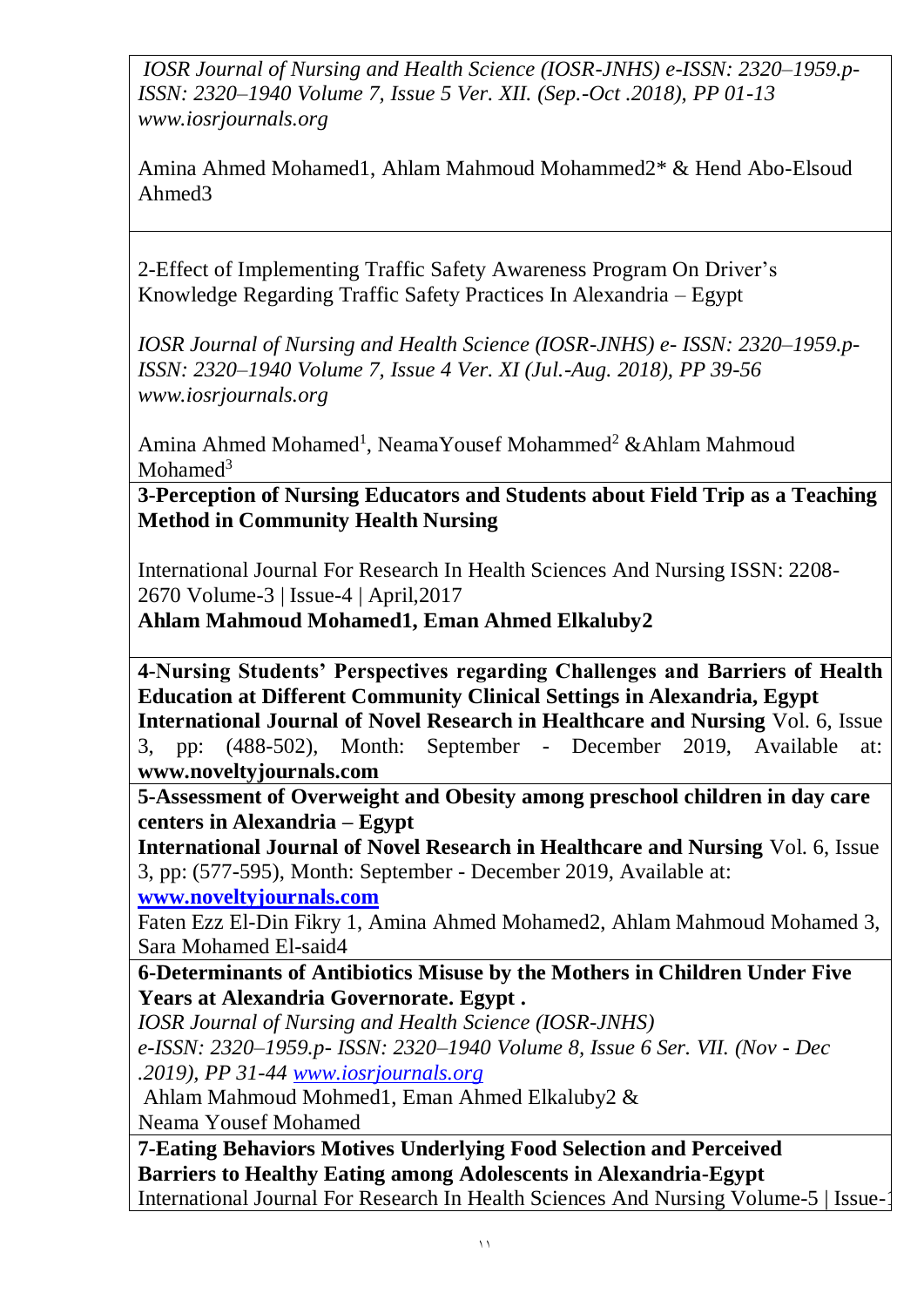*IOSR Journal of Nursing and Health Science (IOSR-JNHS) e-ISSN: 2320–1959.p-ISSN: 2320–1940 Volume 7, Issue 5 Ver. XII. (Sep.-Oct .2018), PP 01-13 www.iosrjournals.org*

Amina Ahmed Mohamed1, Ahlam Mahmoud Mohammed2* & Hend Abo-Elsoud Ahmed3

2-Effect of Implementing Traffic Safety Awareness Program On Driver's Knowledge Regarding Traffic Safety Practices In Alexandria – Egypt

*IOSR Journal of Nursing and Health Science (IOSR-JNHS) e- ISSN: 2320–1959.p-ISSN: 2320–1940 Volume 7, Issue 4 Ver. XI (Jul.-Aug. 2018), PP 39-56 www.iosrjournals.org*

Amina Ahmed Mohamed[1], NeamaYousef Mohammed[2] &Ahlam Mahmoud Mohamed[3]

**3-Perception of Nursing Educators and Students about Field Trip as a Teaching Method in Community Health Nursing**

International Journal For Research In Health Sciences And Nursing ISSN: 2208-2670 Volume-3 | Issue-4 | April,2017

**Ahlam Mahmoud Mohamed1, Eman Ahmed Elkaluby2**

**4-Nursing Students' Perspectives regarding Challenges and Barriers of Health Education at Different Community Clinical Settings in Alexandria, Egypt**

**International Journal of Novel Research in Healthcare and Nursing** Vol. 6, Issue 3, pp: (488-502), Month: September - December 2019, Available at: **www.noveltyjournals.com**

**5-Assessment of Overweight and Obesity among preschool children in day care centers in Alexandria – Egypt**

**International Journal of Novel Research in Healthcare and Nursing** Vol. 6, Issue 3, pp: (577-595), Month: September - December 2019, Available at: **www.noveltyjournals.com**

Faten Ezz El-Din Fikry 1, Amina Ahmed Mohamed2, Ahlam Mahmoud Mohamed 3, Sara Mohamed El-said4

**6-Determinants of Antibiotics Misuse by the Mothers in Children Under Five Years at Alexandria Governorate. Egypt .**

*IOSR Journal of Nursing and Health Science (IOSR-JNHS) e-ISSN: 2320–1959.p- ISSN: 2320–1940 Volume 8, Issue 6 Ser. VII. (Nov - Dec .2019), PP 31-44 www.iosrjournals.org*

Ahlam Mahmoud Mohmed1, Eman Ahmed Elkaluby2 & Neama Yousef Mohamed

**7-Eating Behaviors Motives Underlying Food Selection and Perceived Barriers to Healthy Eating among Adolescents in Alexandria-Egypt**

International Journal For Research In Health Sciences And Nursing Volume-5 | Issue-1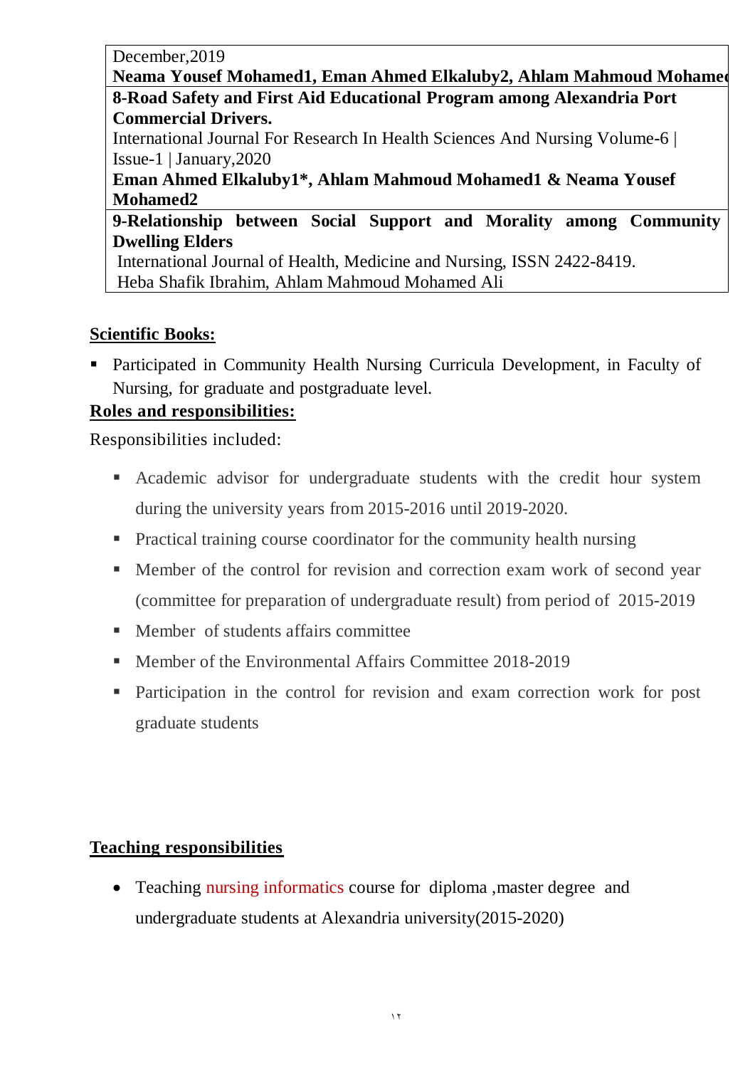| |
|---|
| December,2019<br>**Neama Yousef Mohamed1, Eman Ahmed Elkaluby2, Ahlam Mahmoud Mohamed** |
| **8-Road Safety and First Aid Educational Program among Alexandria Port Commercial Drivers.**<br>International Journal For Research In Health Sciences And Nursing Volume-6 \| Issue-1 \| January,2020<br>**Eman Ahmed Elkaluby1*, Ahlam Mahmoud Mohamed1 & Neama Yousef Mohamed2** |
| **9-Relationship between Social Support and Morality among Community Dwelling Elders**<br>International Journal of Health, Medicine and Nursing, ISSN 2422-8419.<br>Heba Shafik Ibrahim, Ahlam Mahmoud Mohamed Ali |

**Scientific Books:**

- Participated in Community Health Nursing Curricula Development, in Faculty of Nursing, for graduate and postgraduate level.

**Roles and responsibilities:**

Responsibilities included:

- Academic advisor for undergraduate students with the credit hour system during the university years from 2015-2016 until 2019-2020.
- Practical training course coordinator for the community health nursing
- Member of the control for revision and correction exam work of second year (committee for preparation of undergraduate result) from period of 2015-2019
- Member of students affairs committee
- Member of the Environmental Affairs Committee 2018-2019
- Participation in the control for revision and exam correction work for post graduate students

**Teaching responsibilities**

- Teaching nursing informatics course for diploma ,master degree and undergraduate students at Alexandria university(2015-2020)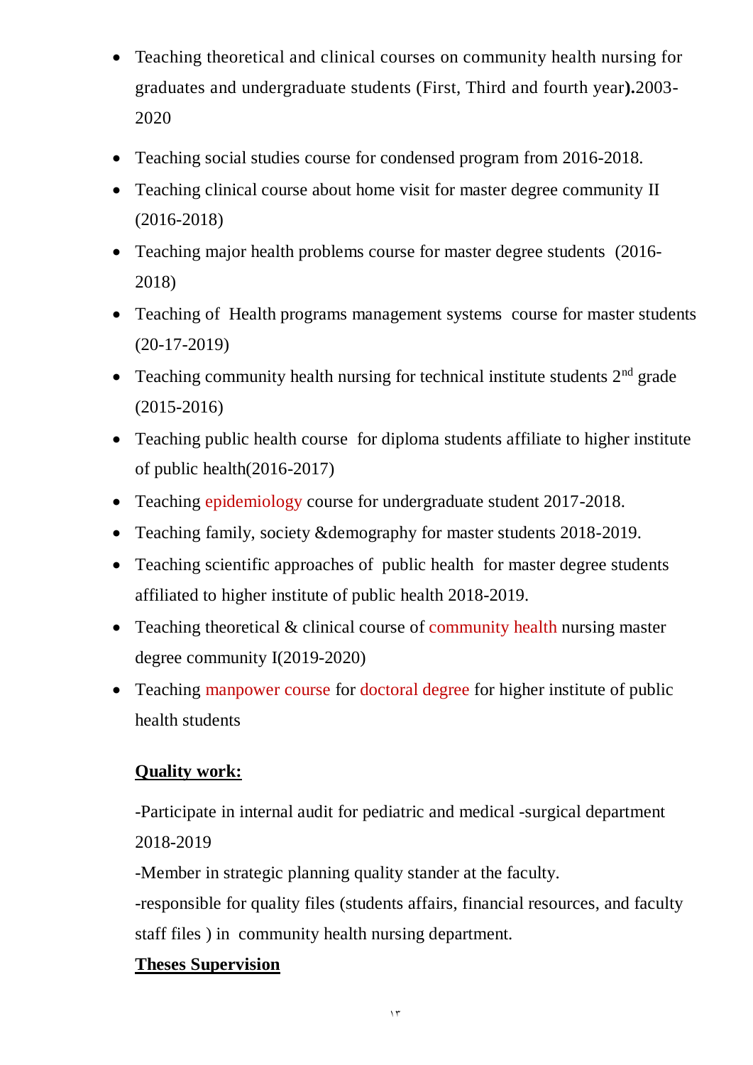- Teaching theoretical and clinical courses on community health nursing for graduates and undergraduate students (First, Third and fourth year**).**2003-2020
- Teaching social studies course for condensed program from 2016-2018.
- Teaching clinical course about home visit for master degree community II (2016-2018)
- Teaching major health problems course for master degree students (2016-2018)
- Teaching of Health programs management systems course for master students (20-17-2019)
- Teaching community health nursing for technical institute students 2nd grade (2015-2016)
- Teaching public health course for diploma students affiliate to higher institute of public health(2016-2017)
- Teaching epidemiology course for undergraduate student 2017-2018.
- Teaching family, society &demography for master students 2018-2019.
- Teaching scientific approaches of public health for master degree students affiliated to higher institute of public health 2018-2019.
- Teaching theoretical & clinical course of community health nursing master degree community I(2019-2020)
- Teaching manpower course for doctoral degree for higher institute of public health students

**Quality work:**

-Participate in internal audit for pediatric and medical -surgical department 2018-2019

-Member in strategic planning quality stander at the faculty.

-responsible for quality files (students affairs, financial resources, and faculty staff files ) in community health nursing department.

**Theses Supervision**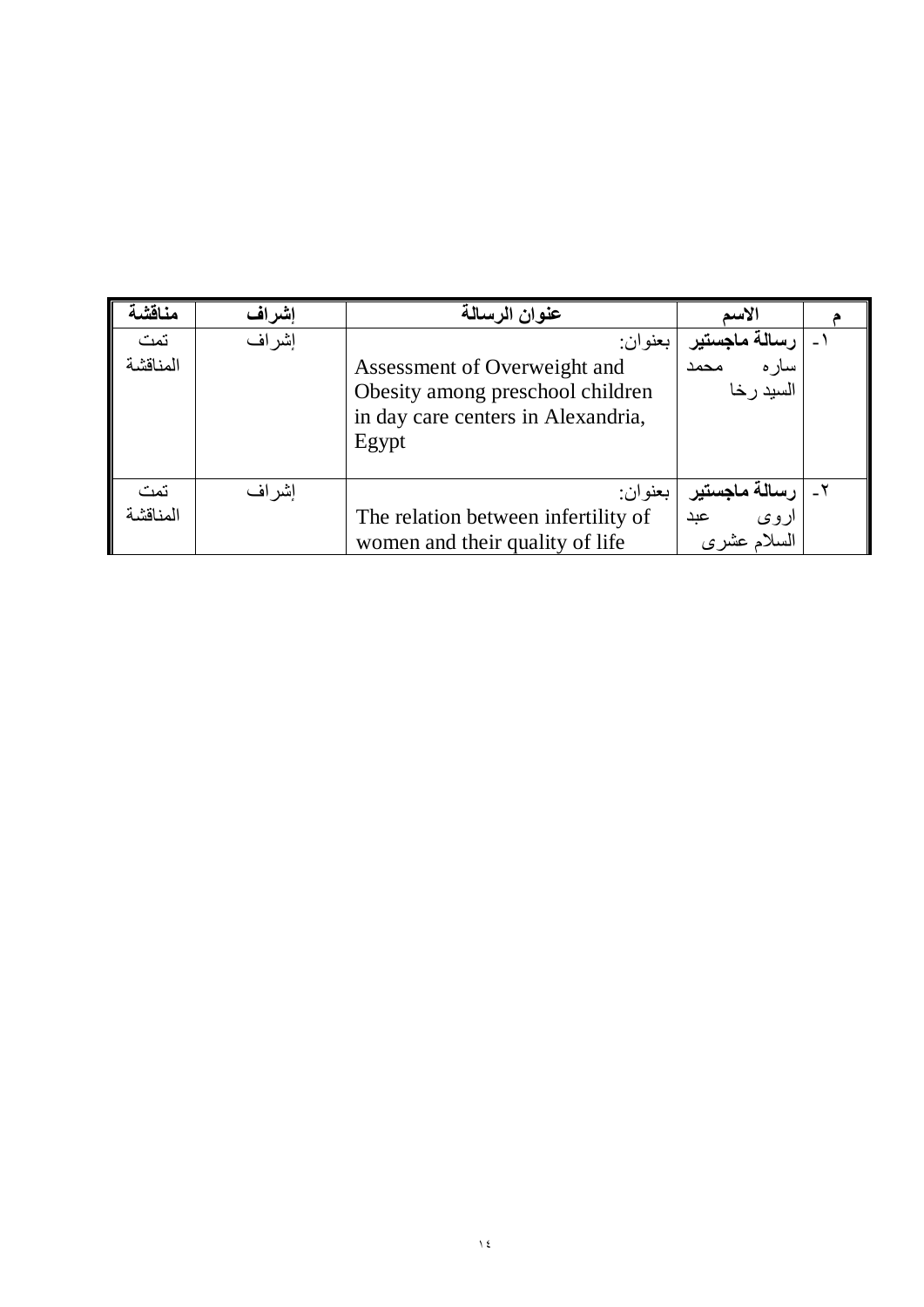| م | الاسم | عنوان الرسالة | إشراف | مناقشة |
|---|---|---|---|---|
| ١- | **رسالة ماجستير** ساره محمد السيد رخا | بعنوان: Assessment of Overweight and Obesity among preschool children in day care centers in Alexandria, Egypt | إشراف | تمت المناقشة |
| ٢- | **رسالة ماجستير** اروى عبد السلام عشرى | بعنوان: The relation between infertility of women and their quality of life | إشراف | تمت المناقشة |